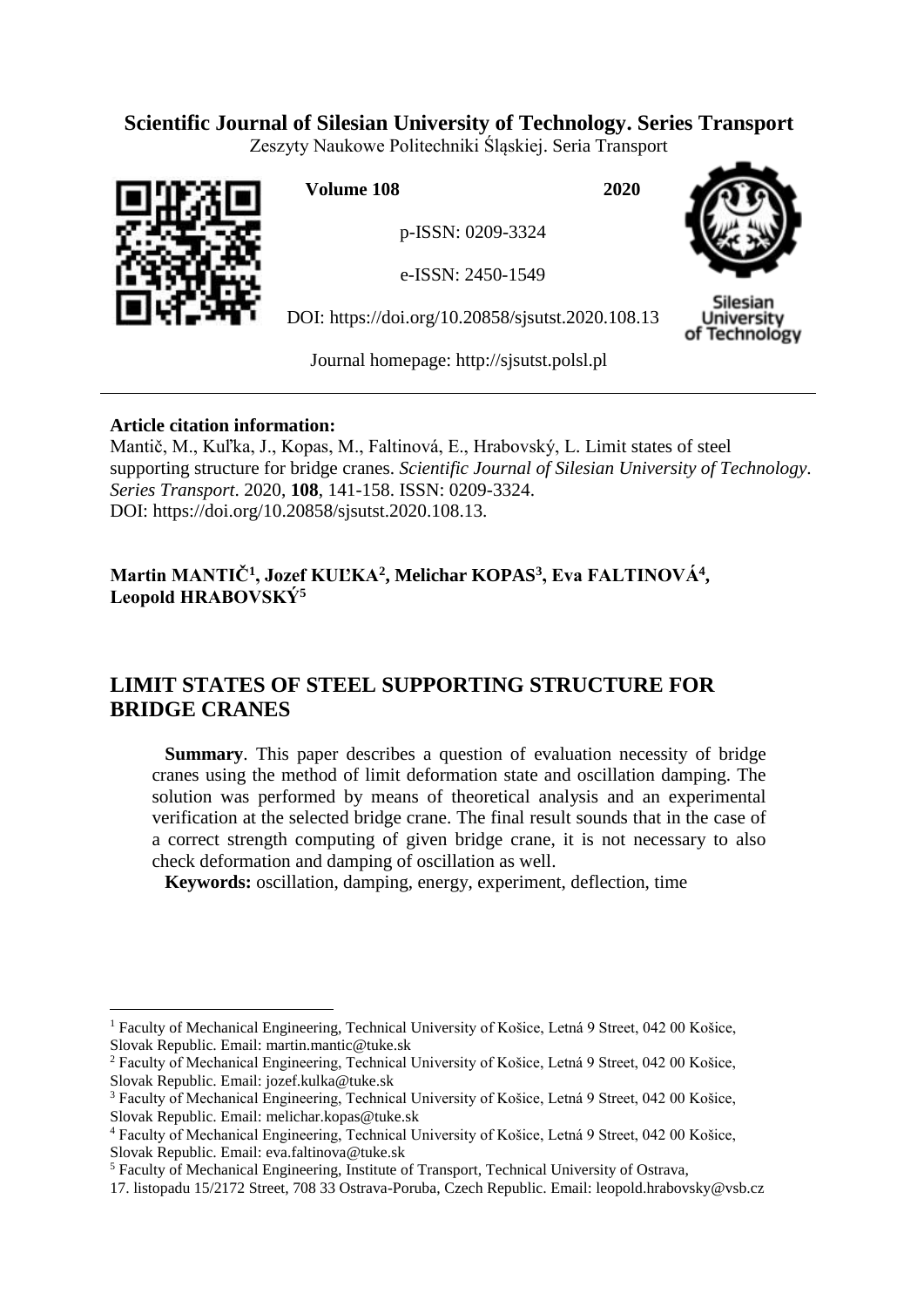**Scientific Journal of Silesian University of Technology. Series Transport**

Zeszyty Naukowe Politechniki Śląskiej. Seria Transport

**Volume 108** **2020**

p-ISSN: 0209-3324

e-ISSN: 2450-1549

DOI: https://doi.org/10.20858/sjsutst.2020.108.13

Journal homepage: http://sjsutst.polsl.pl

---

**Article citation information:**

Mantič, M., Kuľka, J., Kopas, M., Faltinová, E., Hrabovský, L. Limit states of steel supporting structure for bridge cranes. *Scientific Journal of Silesian University of Technology. Series Transport*. 2020, **108**, 141-158. ISSN: 0209-3324. DOI: https://doi.org/10.20858/sjsutst.2020.108.13.

**Martin MANTIČ[1], Jozef KUĽKA[2], Melichar KOPAS[3], Eva FALTINOVÁ[4], Leopold HRABOVSKÝ[5]**

# LIMIT STATES OF STEEL SUPPORTING STRUCTURE FOR BRIDGE CRANES

**Summary**. This paper describes a question of evaluation necessity of bridge cranes using the method of limit deformation state and oscillation damping. The solution was performed by means of theoretical analysis and an experimental verification at the selected bridge crane. The final result sounds that in the case of a correct strength computing of given bridge crane, it is not necessary to also check deformation and damping of oscillation as well.

**Keywords:** oscillation, damping, energy, experiment, deflection, time

---

[1] Faculty of Mechanical Engineering, Technical University of Košice, Letná 9 Street, 042 00 Košice, Slovak Republic. Email: martin.mantic@tuke.sk

[2] Faculty of Mechanical Engineering, Technical University of Košice, Letná 9 Street, 042 00 Košice, Slovak Republic. Email: jozef.kulka@tuke.sk

[3] Faculty of Mechanical Engineering, Technical University of Košice, Letná 9 Street, 042 00 Košice, Slovak Republic. Email: melichar.kopas@tuke.sk

[4] Faculty of Mechanical Engineering, Technical University of Košice, Letná 9 Street, 042 00 Košice, Slovak Republic. Email: eva.faltinova@tuke.sk

[5] Faculty of Mechanical Engineering, Institute of Transport, Technical University of Ostrava, 17. listopadu 15/2172 Street, 708 33 Ostrava-Poruba, Czech Republic. Email: leopold.hrabovsky@vsb.cz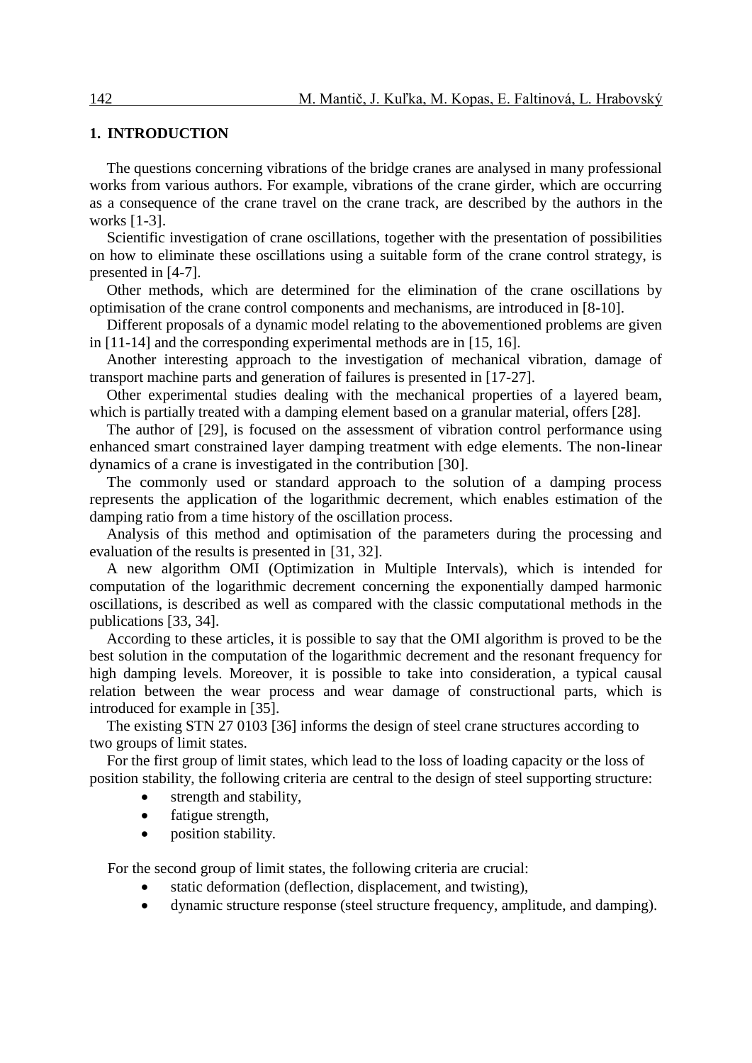## 1. INTRODUCTION

The questions concerning vibrations of the bridge cranes are analysed in many professional works from various authors. For example, vibrations of the crane girder, which are occurring as a consequence of the crane travel on the crane track, are described by the authors in the works [1-3].

Scientific investigation of crane oscillations, together with the presentation of possibilities on how to eliminate these oscillations using a suitable form of the crane control strategy, is presented in [4-7].

Other methods, which are determined for the elimination of the crane oscillations by optimisation of the crane control components and mechanisms, are introduced in [8-10].

Different proposals of a dynamic model relating to the abovementioned problems are given in [11-14] and the corresponding experimental methods are in [15, 16].

Another interesting approach to the investigation of mechanical vibration, damage of transport machine parts and generation of failures is presented in [17-27].

Other experimental studies dealing with the mechanical properties of a layered beam, which is partially treated with a damping element based on a granular material, offers [28].

The author of [29], is focused on the assessment of vibration control performance using enhanced smart constrained layer damping treatment with edge elements. The non-linear dynamics of a crane is investigated in the contribution [30].

The commonly used or standard approach to the solution of a damping process represents the application of the logarithmic decrement, which enables estimation of the damping ratio from a time history of the oscillation process.

Analysis of this method and optimisation of the parameters during the processing and evaluation of the results is presented in [31, 32].

A new algorithm OMI (Optimization in Multiple Intervals), which is intended for computation of the logarithmic decrement concerning the exponentially damped harmonic oscillations, is described as well as compared with the classic computational methods in the publications [33, 34].

According to these articles, it is possible to say that the OMI algorithm is proved to be the best solution in the computation of the logarithmic decrement and the resonant frequency for high damping levels. Moreover, it is possible to take into consideration, a typical causal relation between the wear process and wear damage of constructional parts, which is introduced for example in [35].

The existing STN 27 0103 [36] informs the design of steel crane structures according to two groups of limit states.

For the first group of limit states, which lead to the loss of loading capacity or the loss of position stability, the following criteria are central to the design of steel supporting structure:

- strength and stability,
- fatigue strength,
- position stability.

For the second group of limit states, the following criteria are crucial:

- static deformation (deflection, displacement, and twisting),
- dynamic structure response (steel structure frequency, amplitude, and damping).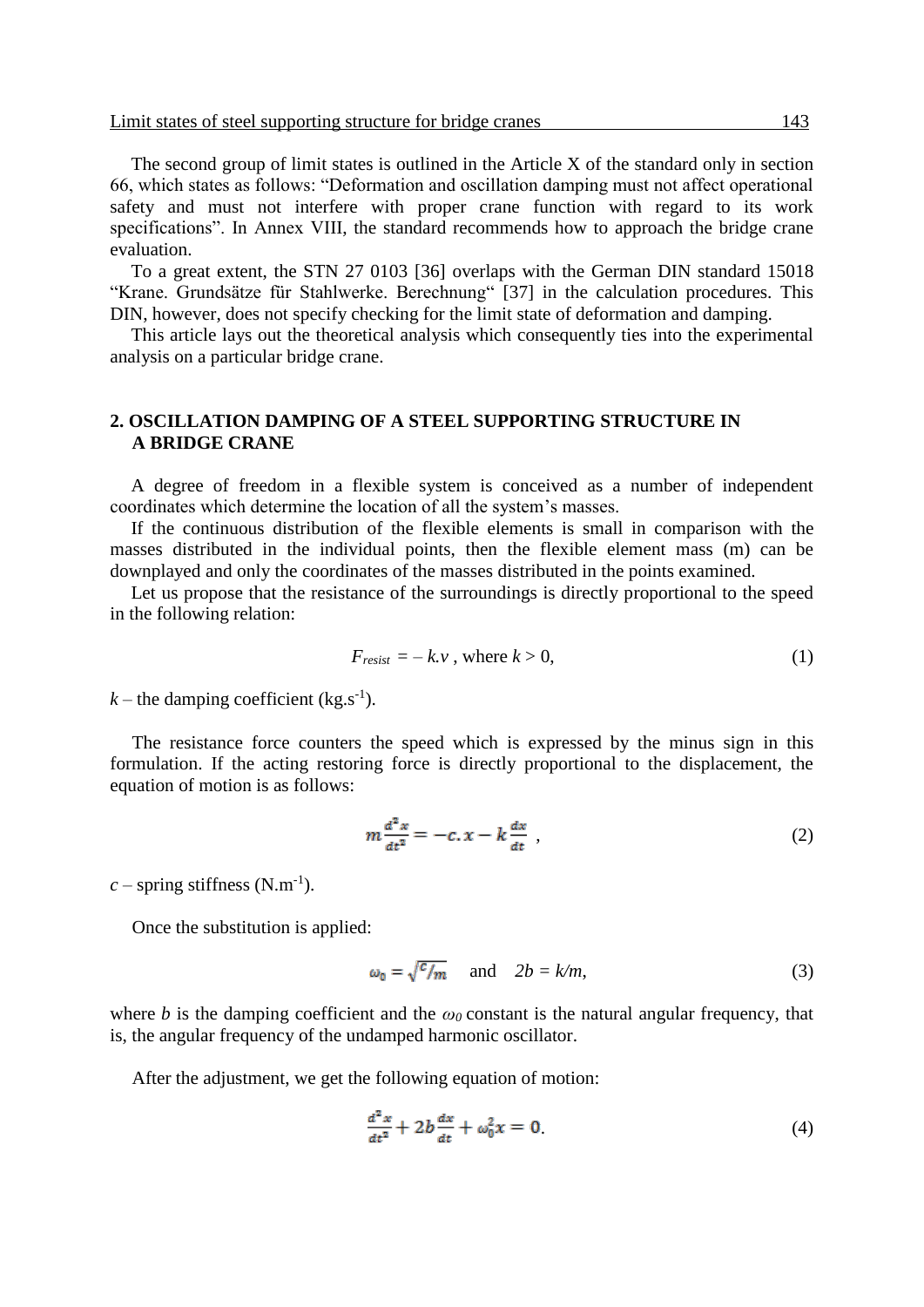The second group of limit states is outlined in the Article X of the standard only in section 66, which states as follows: “Deformation and oscillation damping must not affect operational safety and must not interfere with proper crane function with regard to its work specifications”. In Annex VIII, the standard recommends how to approach the bridge crane evaluation.

To a great extent, the STN 27 0103 [36] overlaps with the German DIN standard 15018 “Krane. Grundsätze für Stahlwerke. Berechnung“ [37] in the calculation procedures. This DIN, however, does not specify checking for the limit state of deformation and damping.

This article lays out the theoretical analysis which consequently ties into the experimental analysis on a particular bridge crane.

## 2. OSCILLATION DAMPING OF A STEEL SUPPORTING STRUCTURE IN A BRIDGE CRANE

A degree of freedom in a flexible system is conceived as a number of independent coordinates which determine the location of all the system’s masses.

If the continuous distribution of the flexible elements is small in comparison with the masses distributed in the individual points, then the flexible element mass (m) can be downplayed and only the coordinates of the masses distributed in the points examined.

Let us propose that the resistance of the surroundings is directly proportional to the speed in the following relation:

$$F_{resist} = -k.v \text{ , where } k > 0, \tag{1}$$

$k$ – the damping coefficient (kg.s$^{-1}$).

The resistance force counters the speed which is expressed by the minus sign in this formulation. If the acting restoring force is directly proportional to the displacement, the equation of motion is as follows:

$$m\frac{d^2x}{dt^2} = -c.x - k\frac{dx}{dt} \text{ ,} \tag{2}$$

$c$ – spring stiffness (N.m$^{-1}$).

Once the substitution is applied:

$$\omega_0 = \sqrt{c/m} \quad \text{and} \quad 2b = k/m, \tag{3}$$

where $b$ is the damping coefficient and the $\omega_0$ constant is the natural angular frequency, that is, the angular frequency of the undamped harmonic oscillator.

After the adjustment, we get the following equation of motion:

$$\frac{d^2x}{dt^2} + 2b\frac{dx}{dt} + \omega_0^2 x = 0. \tag{4}$$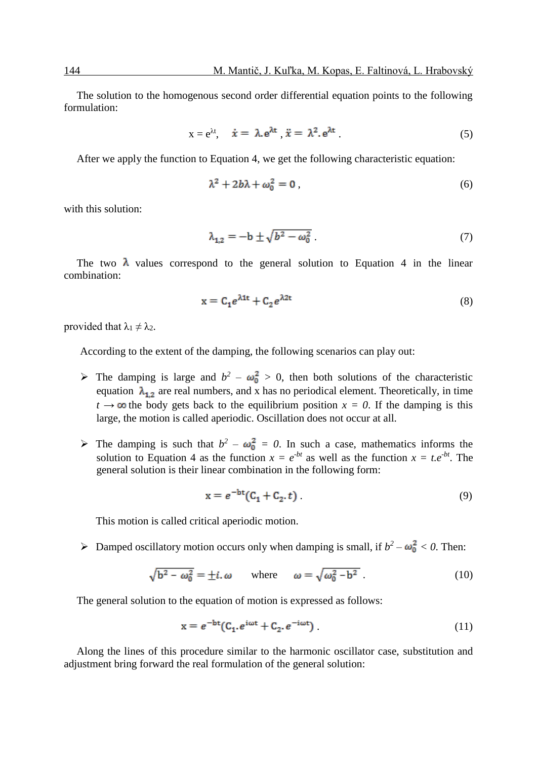The solution to the homogenous second order differential equation points to the following formulation:

$$x = e^{\lambda t}, \quad \dot{x} = \lambda . e^{\lambda t}, \ddot{x} = \lambda^2 . e^{\lambda t} . \tag{5}$$

After we apply the function to Equation 4, we get the following characteristic equation:

$$\lambda^2 + 2b\lambda + \omega_0^2 = 0 , \tag{6}$$

with this solution:

$$\lambda_{1,2} = -b \pm \sqrt{b^2 - \omega_0^2} . \tag{7}$$

The two $\lambda$ values correspond to the general solution to Equation 4 in the linear combination:

$$x = C_1 e^{\lambda 1t} + C_2 e^{\lambda 2t} \tag{8}$$

provided that $\lambda_1 \neq \lambda_2$.

According to the extent of the damping, the following scenarios can play out:

- The damping is large and $b^2 - \omega_0^2 > 0$, then both solutions of the characteristic equation $\lambda_{1,2}$ are real numbers, and x has no periodical element. Theoretically, in time $t \rightarrow \infty$ the body gets back to the equilibrium position $x = 0$. If the damping is this large, the motion is called aperiodic. Oscillation does not occur at all.

- The damping is such that $b^2 - \omega_0^2 = 0$. In such a case, mathematics informs the solution to Equation 4 as the function $x = e^{-bt}$ as well as the function $x = t.e^{-bt}$. The general solution is their linear combination in the following form:

$$x = e^{-bt}(C_1 + C_2 . t) . \tag{9}$$

  This motion is called critical aperiodic motion.

- Damped oscillatory motion occurs only when damping is small, if $b^2 - \omega_0^2 < 0$. Then:

$$\sqrt{b^2 - \omega_0^2} = \pm i . \omega \quad \text{where} \quad \omega = \sqrt{\omega_0^2 - b^2} . \tag{10}$$

The general solution to the equation of motion is expressed as follows:

$$x = e^{-bt}(C_1 . e^{i\omega t} + C_2 . e^{-i\omega t}) . \tag{11}$$

Along the lines of this procedure similar to the harmonic oscillator case, substitution and adjustment bring forward the real formulation of the general solution: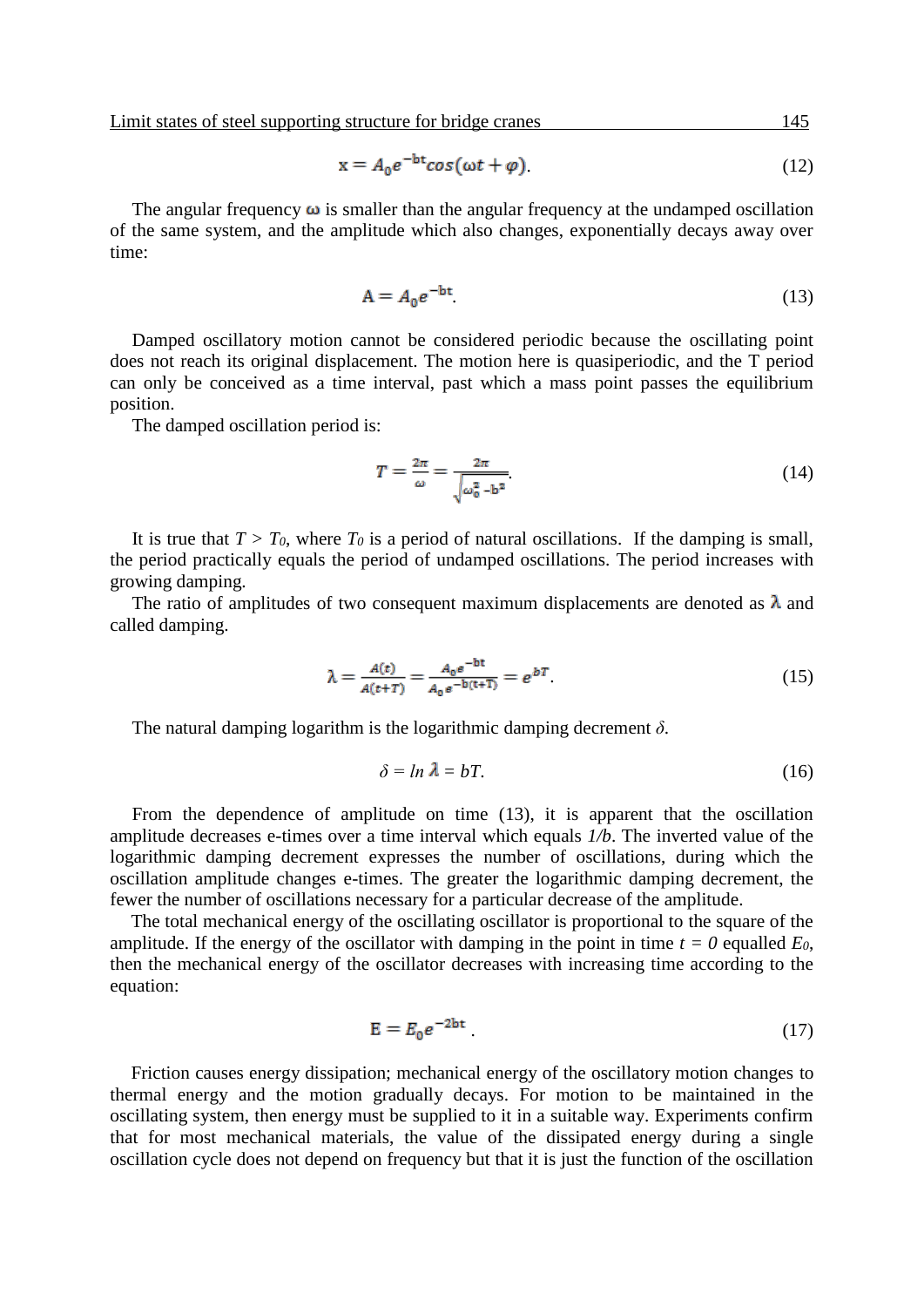$$x = A_0 e^{-bt} cos(\omega t + \varphi). \tag{12}$$

The angular frequency $\omega$ is smaller than the angular frequency at the undamped oscillation of the same system, and the amplitude which also changes, exponentially decays away over time:

$$A = A_0 e^{-bt}. \tag{13}$$

Damped oscillatory motion cannot be considered periodic because the oscillating point does not reach its original displacement. The motion here is quasiperiodic, and the T period can only be conceived as a time interval, past which a mass point passes the equilibrium position.

The damped oscillation period is:

$$T = \frac{2\pi}{\omega} = \frac{2\pi}{\sqrt{\omega_0^2 - b^2}}. \tag{14}$$

It is true that $T > T_0$, where $T_0$ is a period of natural oscillations. If the damping is small, the period practically equals the period of undamped oscillations. The period increases with growing damping.

The ratio of amplitudes of two consequent maximum displacements are denoted as $\lambda$ and called damping.

$$\lambda = \frac{A(t)}{A(t+T)} = \frac{A_0 e^{-bt}}{A_0 e^{-b(t+T)}} = e^{bT}. \tag{15}$$

The natural damping logarithm is the logarithmic damping decrement $\delta$.

$$\delta = ln\, \lambda = bT. \tag{16}$$

From the dependence of amplitude on time (13), it is apparent that the oscillation amplitude decreases e-times over a time interval which equals $1/b$. The inverted value of the logarithmic damping decrement expresses the number of oscillations, during which the oscillation amplitude changes e-times. The greater the logarithmic damping decrement, the fewer the number of oscillations necessary for a particular decrease of the amplitude.

The total mechanical energy of the oscillating oscillator is proportional to the square of the amplitude. If the energy of the oscillator with damping in the point in time $t = 0$ equalled $E_0$, then the mechanical energy of the oscillator decreases with increasing time according to the equation:

$$E = E_0 e^{-2bt}. \tag{17}$$

Friction causes energy dissipation; mechanical energy of the oscillatory motion changes to thermal energy and the motion gradually decays. For motion to be maintained in the oscillating system, then energy must be supplied to it in a suitable way. Experiments confirm that for most mechanical materials, the value of the dissipated energy during a single oscillation cycle does not depend on frequency but that it is just the function of the oscillation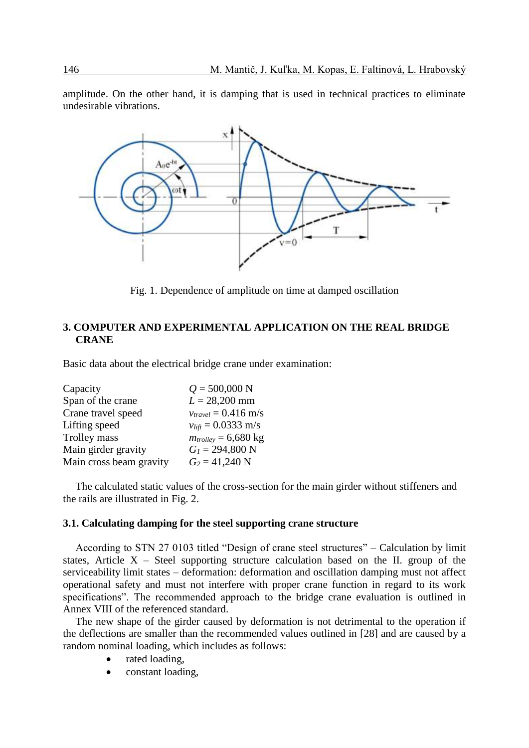amplitude. On the other hand, it is damping that is used in technical practices to eliminate undesirable vibrations.

Fig. 1. Dependence of amplitude on time at damped oscillation

## 3. COMPUTER AND EXPERIMENTAL APPLICATION ON THE REAL BRIDGE CRANE

Basic data about the electrical bridge crane under examination:

| | |
|---|---|
| Capacity | $Q = 500{,}000$ N |
| Span of the crane | $L = 28{,}200$ mm |
| Crane travel speed | $v_{travel} = 0.416$ m/s |
| Lifting speed | $v_{lift} = 0.0333$ m/s |
| Trolley mass | $m_{trolley} = 6{,}680$ kg |
| Main girder gravity | $G_1 = 294{,}800$ N |
| Main cross beam gravity | $G_2 = 41{,}240$ N |

The calculated static values of the cross-section for the main girder without stiffeners and the rails are illustrated in Fig. 2.

### 3.1. Calculating damping for the steel supporting crane structure

According to STN 27 0103 titled "Design of crane steel structures" – Calculation by limit states, Article X – Steel supporting structure calculation based on the II. group of the serviceability limit states – deformation: deformation and oscillation damping must not affect operational safety and must not interfere with proper crane function in regard to its work specifications". The recommended approach to the bridge crane evaluation is outlined in Annex VIII of the referenced standard.

The new shape of the girder caused by deformation is not detrimental to the operation if the deflections are smaller than the recommended values outlined in [28] and are caused by a random nominal loading, which includes as follows:

- rated loading,
- constant loading,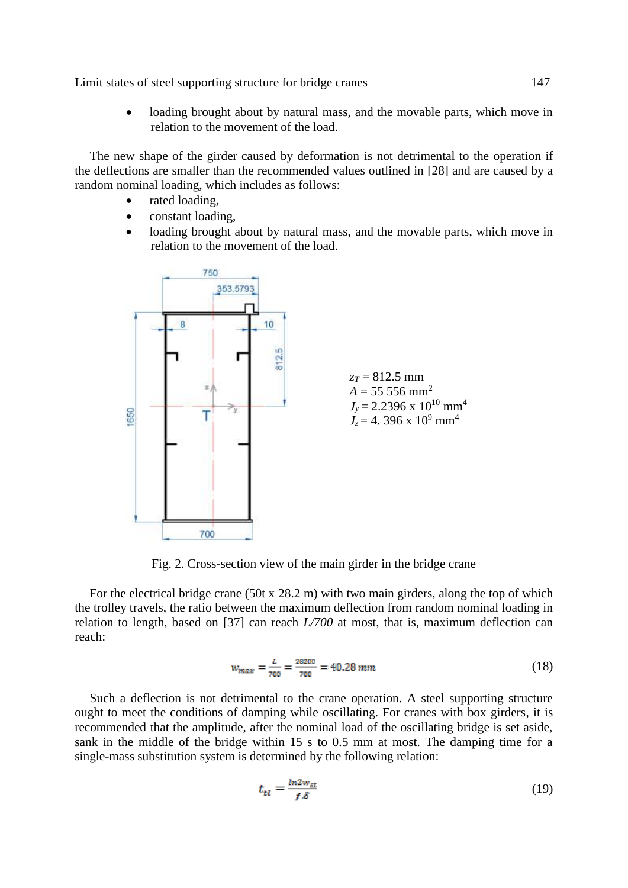- loading brought about by natural mass, and the movable parts, which move in relation to the movement of the load.

The new shape of the girder caused by deformation is not detrimental to the operation if the deflections are smaller than the recommended values outlined in [28] and are caused by a random nominal loading, which includes as follows:

- rated loading,
- constant loading,
- loading brought about by natural mass, and the movable parts, which move in relation to the movement of the load.

$z_T = 812.5$ mm
$A = 55\ 556$ mm$^2$
$J_y = 2.2396 \times 10^{10}$ mm$^4$
$J_z = 4.396 \times 10^9$ mm$^4$

Fig. 2. Cross-section view of the main girder in the bridge crane

For the electrical bridge crane (50t x 28.2 m) with two main girders, along the top of which the trolley travels, the ratio between the maximum deflection from random nominal loading in relation to length, based on [37] can reach *L/700* at most, that is, maximum deflection can reach:

$$w_{max} = \frac{L}{700} = \frac{28200}{700} = 40.28\ mm \tag{18}$$

Such a deflection is not detrimental to the crane operation. A steel supporting structure ought to meet the conditions of damping while oscillating. For cranes with box girders, it is recommended that the amplitude, after the nominal load of the oscillating bridge is set aside, sank in the middle of the bridge within 15 s to 0.5 mm at most. The damping time for a single-mass substitution system is determined by the following relation:

$$t_{tl} = \frac{ln 2 w_{st}}{f.\delta} \tag{19}$$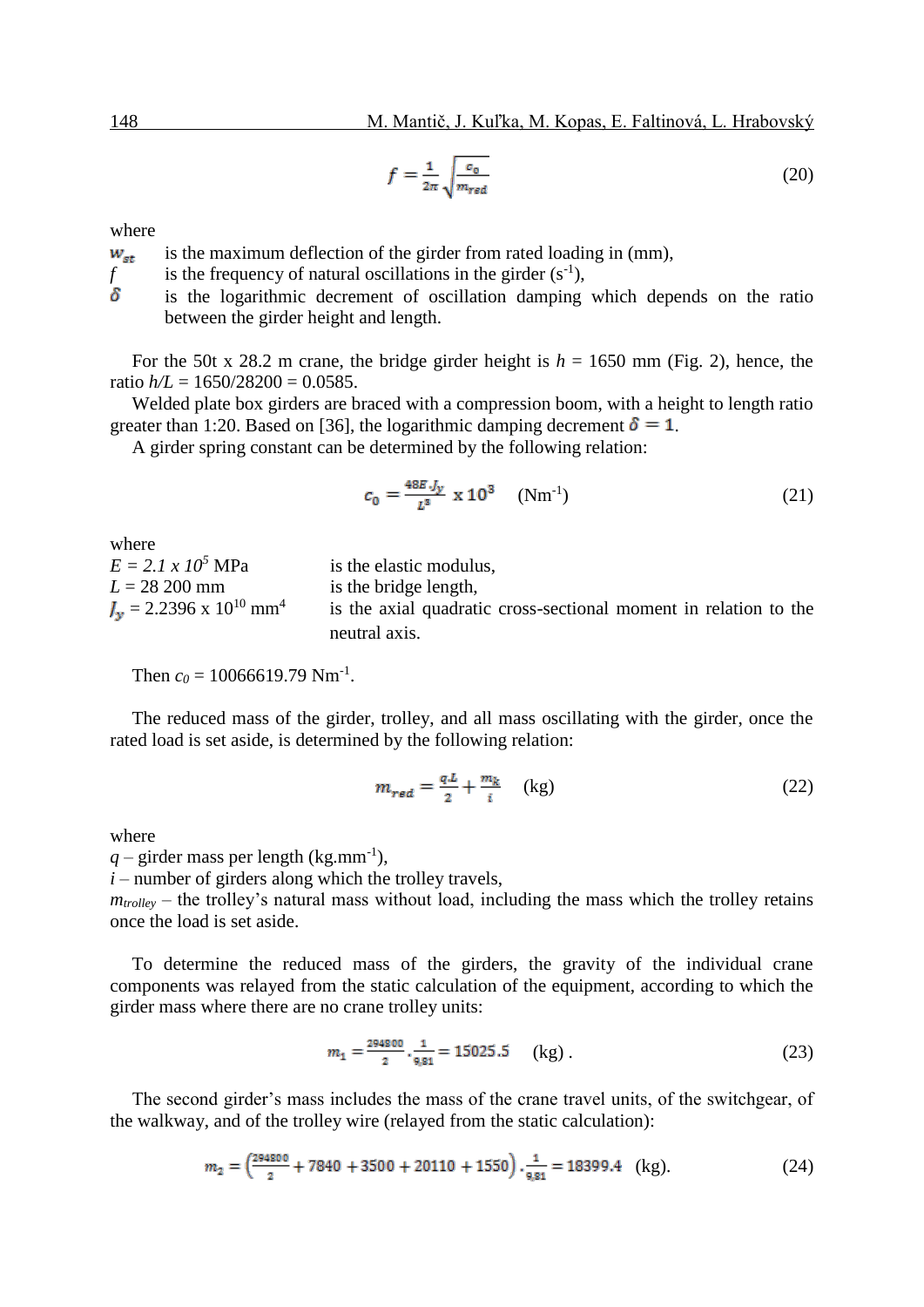$$f = \frac{1}{2\pi}\sqrt{\frac{c_0}{m_{red}}} \tag{20}$$

where

$w_{st}$ is the maximum deflection of the girder from rated loading in (mm),

$f$ is the frequency of natural oscillations in the girder ($s^{-1}$),

$\delta$ is the logarithmic decrement of oscillation damping which depends on the ratio between the girder height and length.

For the 50t x 28.2 m crane, the bridge girder height is $h$ = 1650 mm (Fig. 2), hence, the ratio $h/L$ = 1650/28200 = 0.0585.

Welded plate box girders are braced with a compression boom, with a height to length ratio greater than 1:20. Based on [36], the logarithmic damping decrement $\delta = 1$.

A girder spring constant can be determined by the following relation:

$$c_0 = \frac{48E.J_y}{L^3} \text{ x } 10^3 \quad (\text{Nm}^{-1}) \tag{21}$$

where

$E = 2.1 \text{ x } 10^5$ MPa is the elastic modulus,

$L$ = 28 200 mm is the bridge length,

$J_y = 2.2396 \text{ x } 10^{10}$ mm$^4$ is the axial quadratic cross-sectional moment in relation to the neutral axis.

Then $c_0$ = 10066619.79 Nm$^{-1}$.

The reduced mass of the girder, trolley, and all mass oscillating with the girder, once the rated load is set aside, is determined by the following relation:

$$m_{red} = \frac{q.L}{2} + \frac{m_k}{i} \quad (\text{kg}) \tag{22}$$

where

$q$ – girder mass per length (kg.mm$^{-1}$),

$i$ – number of girders along which the trolley travels,

$m_{trolley}$ – the trolley's natural mass without load, including the mass which the trolley retains once the load is set aside.

To determine the reduced mass of the girders, the gravity of the individual crane components was relayed from the static calculation of the equipment, according to which the girder mass where there are no crane trolley units:

$$m_1 = \frac{294800}{2} \cdot \frac{1}{9{,}81} = 15025.5 \quad (\text{kg}) . \tag{23}$$

The second girder's mass includes the mass of the crane travel units, of the switchgear, of the walkway, and of the trolley wire (relayed from the static calculation):

$$m_2 = \left(\frac{294800}{2} + 7840 + 3500 + 20110 + 1550\right) \cdot \frac{1}{9{,}81} = 18399.4 \quad (\text{kg}). \tag{24}$$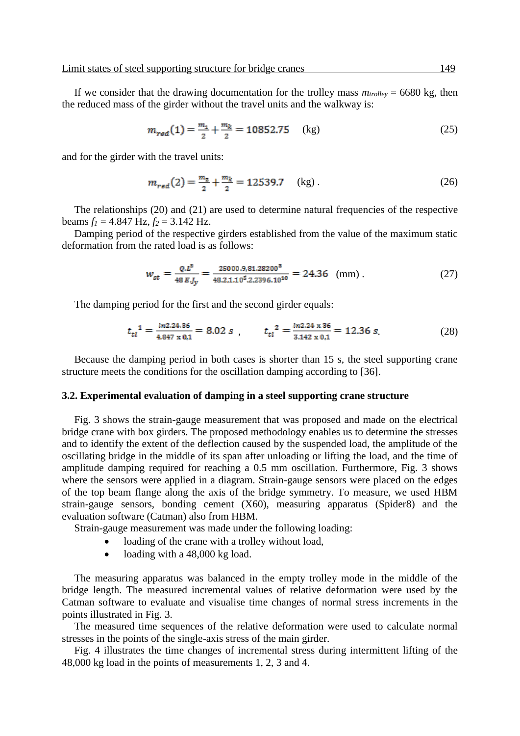If we consider that the drawing documentation for the trolley mass $m_{trolley}$ = 6680 kg, then the reduced mass of the girder without the travel units and the walkway is:

$$m_{red}(1) = \frac{m_1}{2} + \frac{m_k}{2} = 10852.75 \quad \text{(kg)} \tag{25}$$

and for the girder with the travel units:

$$m_{red}(2) = \frac{m_2}{2} + \frac{m_k}{2} = 12539.7 \quad \text{(kg)} . \tag{26}$$

The relationships (20) and (21) are used to determine natural frequencies of the respective beams $f_1$ = 4.847 Hz, $f_2$ = 3.142 Hz.

Damping period of the respective girders established from the value of the maximum static deformation from the rated load is as follows:

$$w_{st} = \frac{Q.L^3}{48\, E.J_y} = \frac{25000.9{,}81.28200^3}{48.2{,}1.10^5.2{,}2396.10^{10}} = 24.36 \quad \text{(mm)} . \tag{27}$$

The damping period for the first and the second girder equals:

$$t_{tl}{}^1 = \frac{ln2.24.36}{4.847 \text{ x } 0{,}1} = 8.02 \; s \;, \qquad t_{tl}{}^2 = \frac{ln2.24 \text{ x } 36}{3.142 \text{ x } 0{,}1} = 12.36 \; s. \tag{28}$$

Because the damping period in both cases is shorter than 15 s, the steel supporting crane structure meets the conditions for the oscillation damping according to [36].

### 3.2. Experimental evaluation of damping in a steel supporting crane structure

Fig. 3 shows the strain-gauge measurement that was proposed and made on the electrical bridge crane with box girders. The proposed methodology enables us to determine the stresses and to identify the extent of the deflection caused by the suspended load, the amplitude of the oscillating bridge in the middle of its span after unloading or lifting the load, and the time of amplitude damping required for reaching a 0.5 mm oscillation. Furthermore, Fig. 3 shows where the sensors were applied in a diagram. Strain-gauge sensors were placed on the edges of the top beam flange along the axis of the bridge symmetry. To measure, we used HBM strain-gauge sensors, bonding cement (X60), measuring apparatus (Spider8) and the evaluation software (Catman) also from HBM.

Strain-gauge measurement was made under the following loading:

- loading of the crane with a trolley without load,
- loading with a 48,000 kg load.

The measuring apparatus was balanced in the empty trolley mode in the middle of the bridge length. The measured incremental values of relative deformation were used by the Catman software to evaluate and visualise time changes of normal stress increments in the points illustrated in Fig. 3.

The measured time sequences of the relative deformation were used to calculate normal stresses in the points of the single-axis stress of the main girder.

Fig. 4 illustrates the time changes of incremental stress during intermittent lifting of the 48,000 kg load in the points of measurements 1, 2, 3 and 4.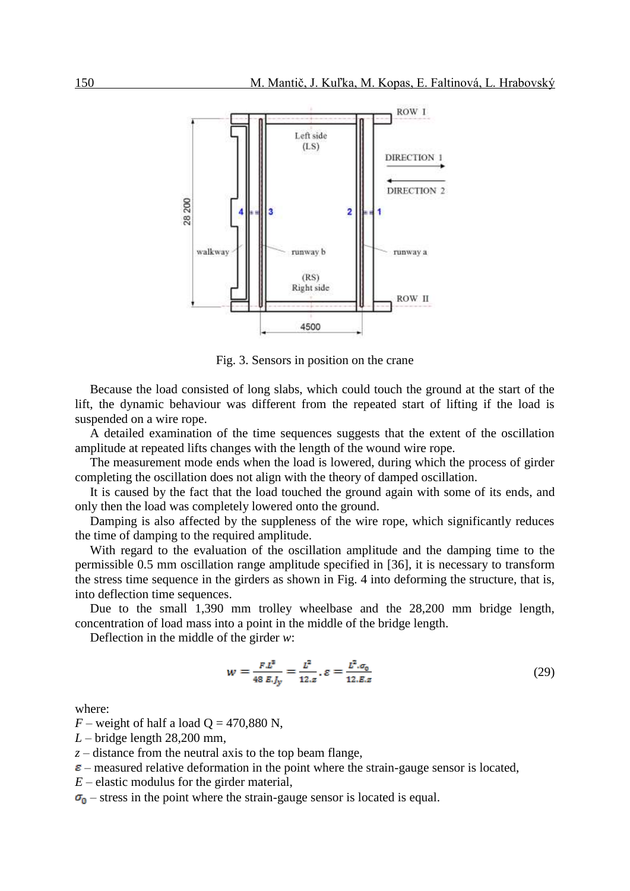Fig. 3. Sensors in position on the crane

Because the load consisted of long slabs, which could touch the ground at the start of the lift, the dynamic behaviour was different from the repeated start of lifting if the load is suspended on a wire rope.

A detailed examination of the time sequences suggests that the extent of the oscillation amplitude at repeated lifts changes with the length of the wound wire rope.

The measurement mode ends when the load is lowered, during which the process of girder completing the oscillation does not align with the theory of damped oscillation.

It is caused by the fact that the load touched the ground again with some of its ends, and only then the load was completely lowered onto the ground.

Damping is also affected by the suppleness of the wire rope, which significantly reduces the time of damping to the required amplitude.

With regard to the evaluation of the oscillation amplitude and the damping time to the permissible 0.5 mm oscillation range amplitude specified in [36], it is necessary to transform the stress time sequence in the girders as shown in Fig. 4 into deforming the structure, that is, into deflection time sequences.

Due to the small 1,390 mm trolley wheelbase and the 28,200 mm bridge length, concentration of load mass into a point in the middle of the bridge length.

Deflection in the middle of the girder $w$:

$$w = \frac{F.L^3}{48\ E.J_y} = \frac{L^2}{12.z}.\varepsilon = \frac{L^2.\sigma_0}{12.E.z} \tag{29}$$

where:

$F$ – weight of half a load Q = 470,880 N,

$L$ – bridge length 28,200 mm,

$z$ – distance from the neutral axis to the top beam flange,

$\varepsilon$ – measured relative deformation in the point where the strain-gauge sensor is located,

$E$ – elastic modulus for the girder material,

$\sigma_0$ – stress in the point where the strain-gauge sensor is located is equal.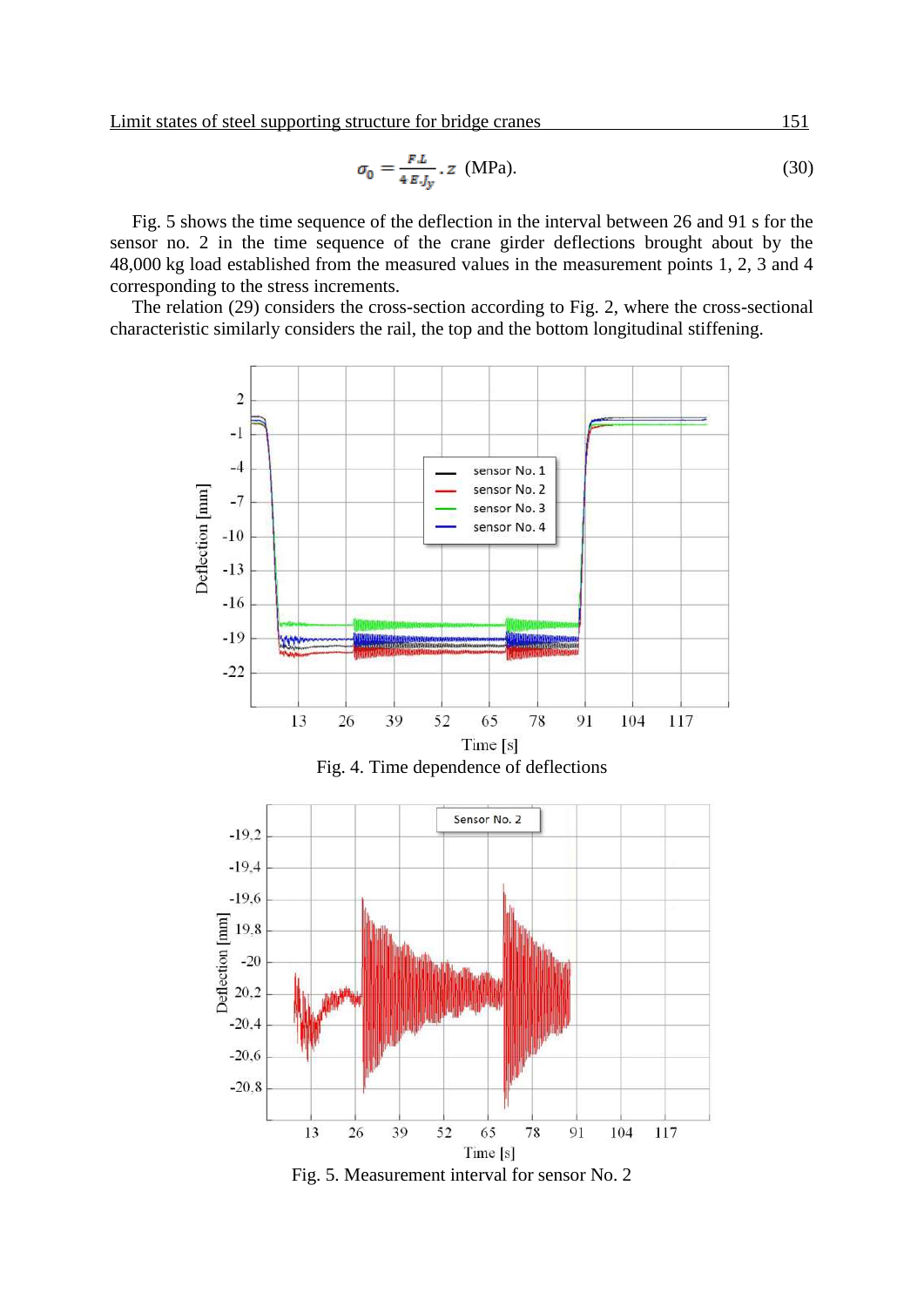$$\sigma_0 = \frac{F.L}{4\,E.J_y}.z \text{ (MPa).} \tag{30}$$

Fig. 5 shows the time sequence of the deflection in the interval between 26 and 91 s for the sensor no. 2 in the time sequence of the crane girder deflections brought about by the 48,000 kg load established from the measured values in the measurement points 1, 2, 3 and 4 corresponding to the stress increments.

The relation (29) considers the cross-section according to Fig. 2, where the cross-sectional characteristic similarly considers the rail, the top and the bottom longitudinal stiffening.

Fig. 4. Time dependence of deflections

Fig. 5. Measurement interval for sensor No. 2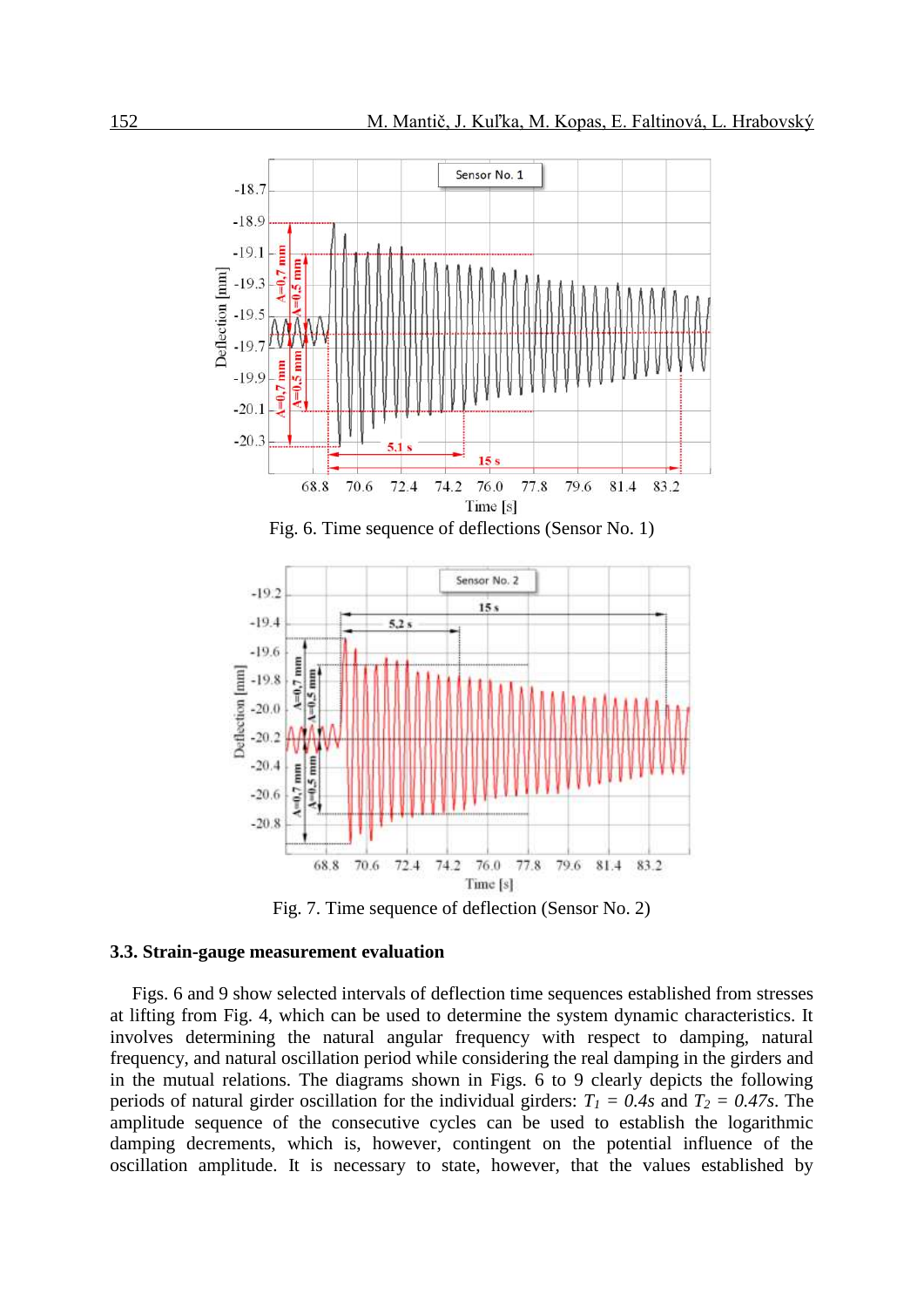Fig. 6. Time sequence of deflections (Sensor No. 1)

Fig. 7. Time sequence of deflection (Sensor No. 2)

### 3.3. Strain-gauge measurement evaluation

Figs. 6 and 9 show selected intervals of deflection time sequences established from stresses at lifting from Fig. 4, which can be used to determine the system dynamic characteristics. It involves determining the natural angular frequency with respect to damping, natural frequency, and natural oscillation period while considering the real damping in the girders and in the mutual relations. The diagrams shown in Figs. 6 to 9 clearly depicts the following periods of natural girder oscillation for the individual girders: $T_1 = 0.4s$ and $T_2 = 0.47s$. The amplitude sequence of the consecutive cycles can be used to establish the logarithmic damping decrements, which is, however, contingent on the potential influence of the oscillation amplitude. It is necessary to state, however, that the values established by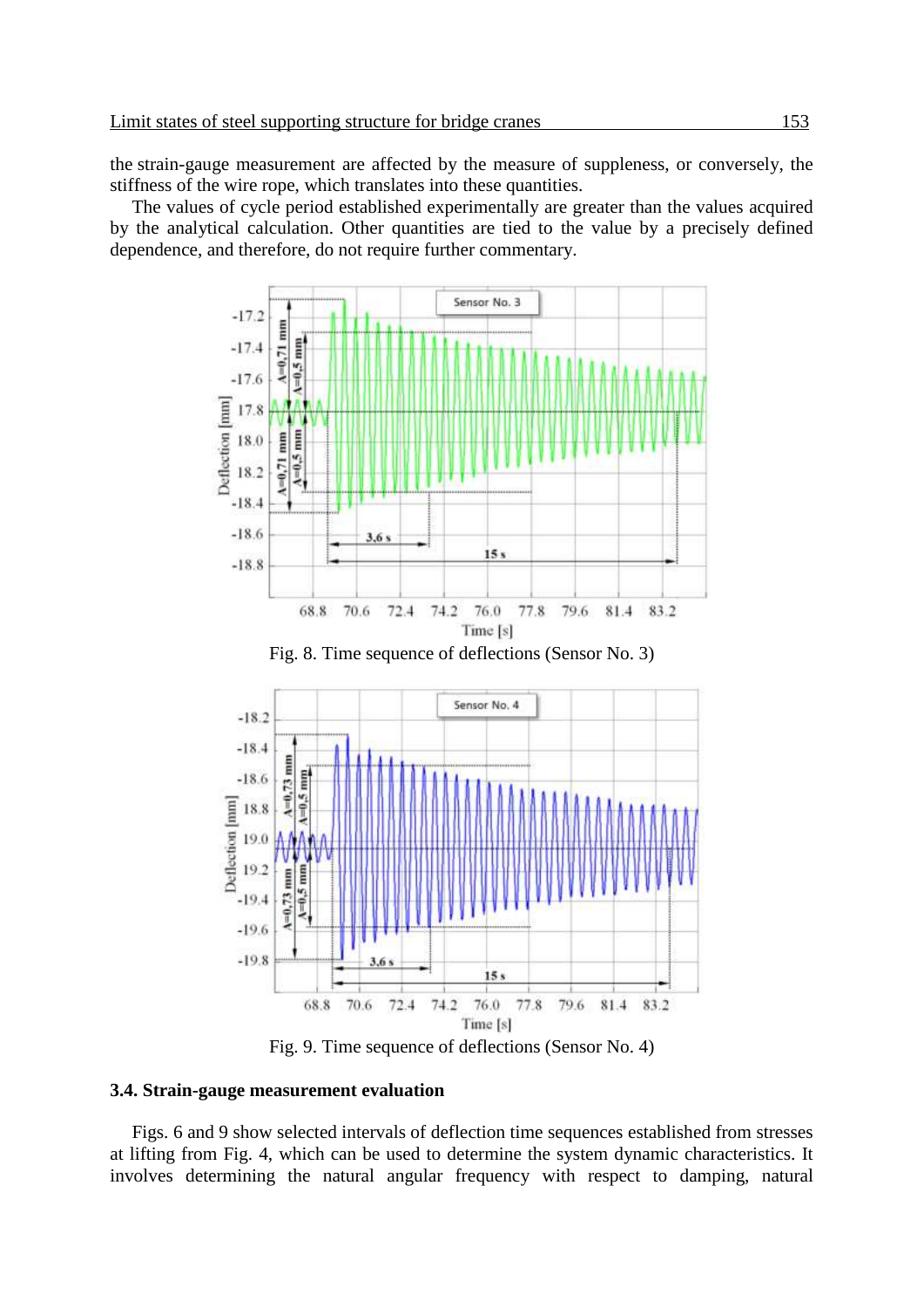the strain-gauge measurement are affected by the measure of suppleness, or conversely, the stiffness of the wire rope, which translates into these quantities.

The values of cycle period established experimentally are greater than the values acquired by the analytical calculation. Other quantities are tied to the value by a precisely defined dependence, and therefore, do not require further commentary.

Fig. 8. Time sequence of deflections (Sensor No. 3)

Fig. 9. Time sequence of deflections (Sensor No. 4)

### 3.4. Strain-gauge measurement evaluation

Figs. 6 and 9 show selected intervals of deflection time sequences established from stresses at lifting from Fig. 4, which can be used to determine the system dynamic characteristics. It involves determining the natural angular frequency with respect to damping, natural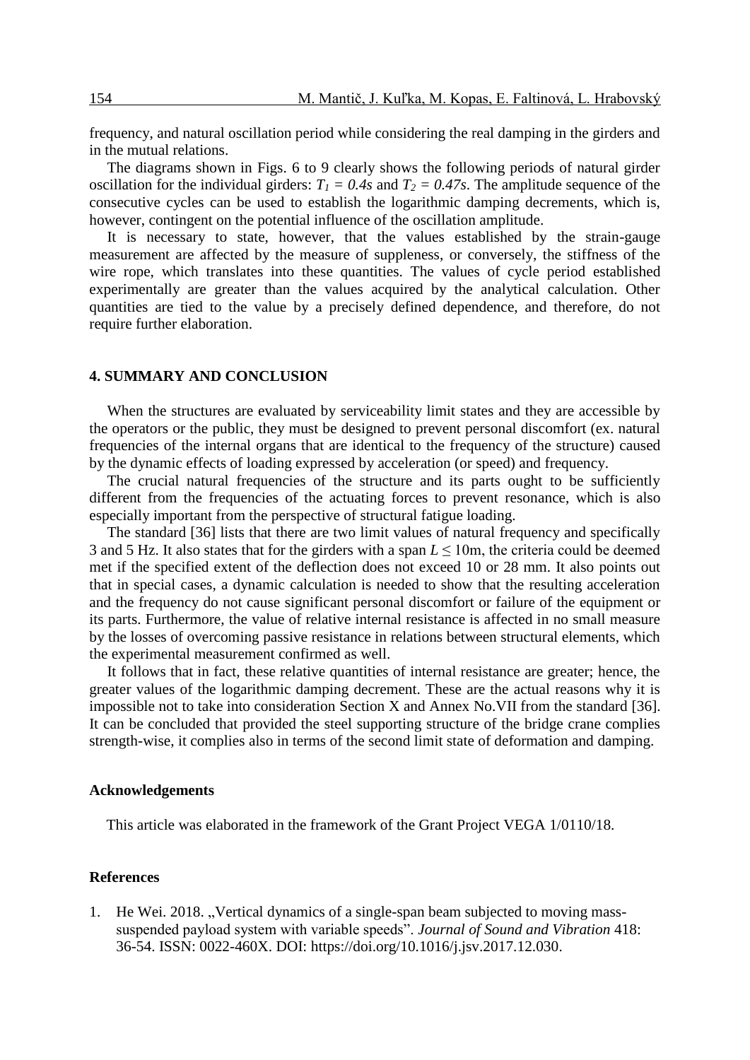frequency, and natural oscillation period while considering the real damping in the girders and in the mutual relations.

The diagrams shown in Figs. 6 to 9 clearly shows the following periods of natural girder oscillation for the individual girders: $T_1 = 0.4s$ and $T_2 = 0.47s$. The amplitude sequence of the consecutive cycles can be used to establish the logarithmic damping decrements, which is, however, contingent on the potential influence of the oscillation amplitude.

It is necessary to state, however, that the values established by the strain-gauge measurement are affected by the measure of suppleness, or conversely, the stiffness of the wire rope, which translates into these quantities. The values of cycle period established experimentally are greater than the values acquired by the analytical calculation. Other quantities are tied to the value by a precisely defined dependence, and therefore, do not require further elaboration.

## 4. SUMMARY AND CONCLUSION

When the structures are evaluated by serviceability limit states and they are accessible by the operators or the public, they must be designed to prevent personal discomfort (ex. natural frequencies of the internal organs that are identical to the frequency of the structure) caused by the dynamic effects of loading expressed by acceleration (or speed) and frequency.

The crucial natural frequencies of the structure and its parts ought to be sufficiently different from the frequencies of the actuating forces to prevent resonance, which is also especially important from the perspective of structural fatigue loading.

The standard [36] lists that there are two limit values of natural frequency and specifically 3 and 5 Hz. It also states that for the girders with a span $L \leq 10$m, the criteria could be deemed met if the specified extent of the deflection does not exceed 10 or 28 mm. It also points out that in special cases, a dynamic calculation is needed to show that the resulting acceleration and the frequency do not cause significant personal discomfort or failure of the equipment or its parts. Furthermore, the value of relative internal resistance is affected in no small measure by the losses of overcoming passive resistance in relations between structural elements, which the experimental measurement confirmed as well.

It follows that in fact, these relative quantities of internal resistance are greater; hence, the greater values of the logarithmic damping decrement. These are the actual reasons why it is impossible not to take into consideration Section X and Annex No.VII from the standard [36]. It can be concluded that provided the steel supporting structure of the bridge crane complies strength-wise, it complies also in terms of the second limit state of deformation and damping.

### Acknowledgements

This article was elaborated in the framework of the Grant Project VEGA 1/0110/18.

### References

1. He Wei. 2018. „Vertical dynamics of a single-span beam subjected to moving mass-suspended payload system with variable speeds". *Journal of Sound and Vibration* 418: 36-54. ISSN: 0022-460X. DOI: https://doi.org/10.1016/j.jsv.2017.12.030.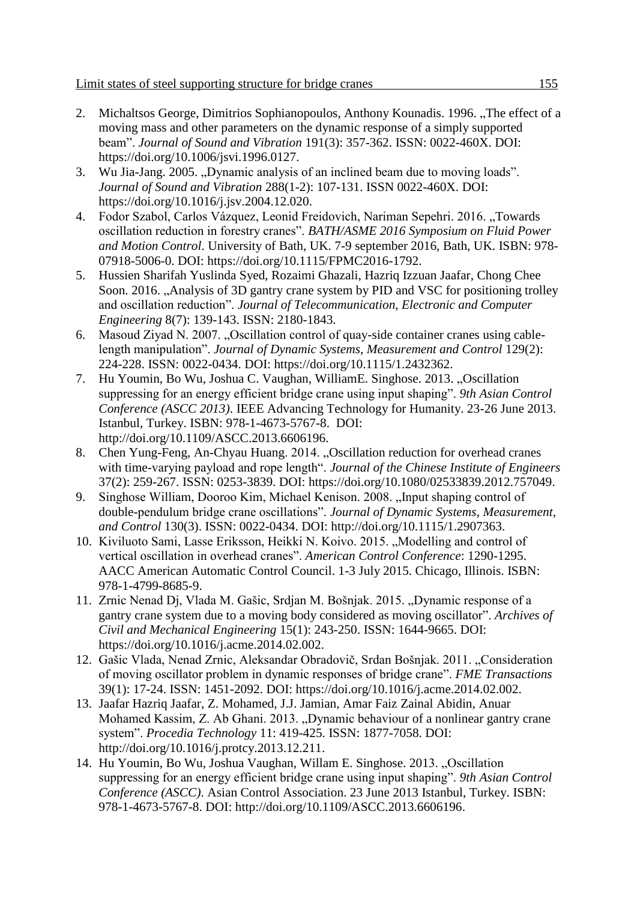2. Michaltsos George, Dimitrios Sophianopoulos, Anthony Kounadis. 1996. „The effect of a moving mass and other parameters on the dynamic response of a simply supported beam". *Journal of Sound and Vibration* 191(3): 357-362. ISSN: 0022-460X. DOI: https://doi.org/10.1006/jsvi.1996.0127.
3. Wu Jia-Jang. 2005. „Dynamic analysis of an inclined beam due to moving loads". *Journal of Sound and Vibration* 288(1-2): 107-131. ISSN 0022-460X. DOI: https://doi.org/10.1016/j.jsv.2004.12.020.
4. Fodor Szabol, Carlos Vázquez, Leonid Freidovich, Nariman Sepehri. 2016. „Towards oscillation reduction in forestry cranes". *BATH/ASME 2016 Symposium on Fluid Power and Motion Control*. University of Bath, UK. 7-9 september 2016, Bath, UK. ISBN: 978-07918-5006-0. DOI: https://doi.org/10.1115/FPMC2016-1792.
5. Hussien Sharifah Yuslinda Syed, Rozaimi Ghazali, Hazriq Izzuan Jaafar, Chong Chee Soon. 2016. „Analysis of 3D gantry crane system by PID and VSC for positioning trolley and oscillation reduction". *Journal of Telecommunication, Electronic and Computer Engineering* 8(7): 139-143. ISSN: 2180-1843.
6. Masoud Ziyad N. 2007. „Oscillation control of quay-side container cranes using cable-length manipulation". *Journal of Dynamic Systems, Measurement and Control* 129(2): 224-228. ISSN: 0022-0434. DOI: https://doi.org/10.1115/1.2432362.
7. Hu Youmin, Bo Wu, Joshua C. Vaughan, WilliamE. Singhose. 2013. „Oscillation suppressing for an energy efficient bridge crane using input shaping". *9th Asian Control Conference (ASCC 2013)*. IEEE Advancing Technology for Humanity. 23-26 June 2013. Istanbul, Turkey. ISBN: 978-1-4673-5767-8. DOI: http://doi.org/10.1109/ASCC.2013.6606196.
8. Chen Yung-Feng, An-Chyau Huang. 2014. „Oscillation reduction for overhead cranes with time-varying payload and rope length". *Journal of the Chinese Institute of Engineers* 37(2): 259-267. ISSN: 0253-3839. DOI: https://doi.org/10.1080/02533839.2012.757049.
9. Singhose William, Dooroo Kim, Michael Kenison. 2008. „Input shaping control of double-pendulum bridge crane oscillations". *Journal of Dynamic Systems, Measurement, and Control* 130(3). ISSN: 0022-0434. DOI: http://doi.org/10.1115/1.2907363.
10. Kiviluoto Sami, Lasse Eriksson, Heikki N. Koivo. 2015. „Modelling and control of vertical oscillation in overhead cranes". *American Control Conference*: 1290-1295. AACC American Automatic Control Council. 1-3 July 2015. Chicago, Illinois. ISBN: 978-1-4799-8685-9.
11. Zrnic Nenad Dj, Vlada M. Gašic, Srdjan M. Bošnjak. 2015. „Dynamic response of a gantry crane system due to a moving body considered as moving oscillator". *Archives of Civil and Mechanical Engineering* 15(1): 243-250. ISSN: 1644-9665. DOI: https://doi.org/10.1016/j.acme.2014.02.002.
12. Gašic Vlada, Nenad Zrnic, Aleksandar Obradovič, Srdan Bošnjak. 2011. „Consideration of moving oscillator problem in dynamic responses of bridge crane". *FME Transactions* 39(1): 17-24. ISSN: 1451-2092. DOI: https://doi.org/10.1016/j.acme.2014.02.002.
13. Jaafar Hazriq Jaafar, Z. Mohamed, J.J. Jamian, Amar Faiz Zainal Abidin, Anuar Mohamed Kassim, Z. Ab Ghani. 2013. „Dynamic behaviour of a nonlinear gantry crane system". *Procedia Technology* 11: 419-425. ISSN: 1877-7058. DOI: http://doi.org/10.1016/j.protcy.2013.12.211.
14. Hu Youmin, Bo Wu, Joshua Vaughan, Willam E. Singhose. 2013. „Oscillation suppressing for an energy efficient bridge crane using input shaping". *9th Asian Control Conference (ASCC)*. Asian Control Association. 23 June 2013 Istanbul, Turkey. ISBN: 978-1-4673-5767-8. DOI: http://doi.org/10.1109/ASCC.2013.6606196.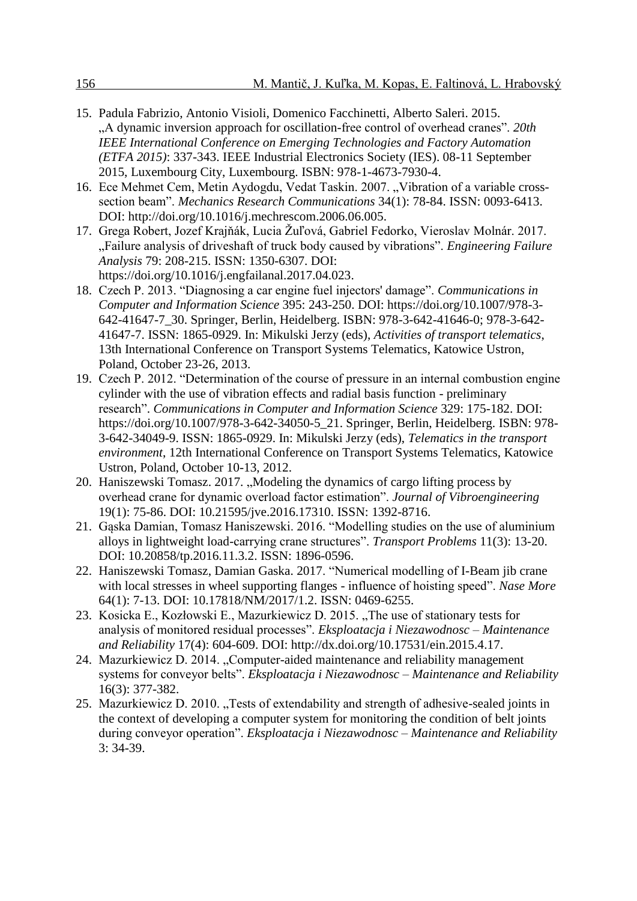15. Padula Fabrizio, Antonio Visioli, Domenico Facchinetti, Alberto Saleri. 2015. „A dynamic inversion approach for oscillation-free control of overhead cranes". *20th IEEE International Conference on Emerging Technologies and Factory Automation (ETFA 2015)*: 337-343. IEEE Industrial Electronics Society (IES). 08-11 September 2015, Luxembourg City, Luxembourg. ISBN: 978-1-4673-7930-4.
16. Ece Mehmet Cem, Metin Aydogdu, Vedat Taskin. 2007. „Vibration of a variable cross-section beam". *Mechanics Research Communications* 34(1): 78-84. ISSN: 0093-6413. DOI: http://doi.org/10.1016/j.mechrescom.2006.06.005.
17. Grega Robert, Jozef Krajňák, Lucia Žuľová, Gabriel Fedorko, Vieroslav Molnár. 2017. „Failure analysis of driveshaft of truck body caused by vibrations". *Engineering Failure Analysis* 79: 208-215. ISSN: 1350-6307. DOI: https://doi.org/10.1016/j.engfailanal.2017.04.023.
18. Czech P. 2013. "Diagnosing a car engine fuel injectors' damage". *Communications in Computer and Information Science* 395: 243-250. DOI: https://doi.org/10.1007/978-3-642-41647-7_30. Springer, Berlin, Heidelberg. ISBN: 978-3-642-41646-0; 978-3-642-41647-7. ISSN: 1865-0929. In: Mikulski Jerzy (eds), *Activities of transport telematics*, 13th International Conference on Transport Systems Telematics, Katowice Ustron, Poland, October 23-26, 2013.
19. Czech P. 2012. "Determination of the course of pressure in an internal combustion engine cylinder with the use of vibration effects and radial basis function - preliminary research". *Communications in Computer and Information Science* 329: 175-182. DOI: https://doi.org/10.1007/978-3-642-34050-5_21. Springer, Berlin, Heidelberg. ISBN: 978-3-642-34049-9. ISSN: 1865-0929. In: Mikulski Jerzy (eds), *Telematics in the transport environment*, 12th International Conference on Transport Systems Telematics, Katowice Ustron, Poland, October 10-13, 2012.
20. Haniszewski Tomasz. 2017. „Modeling the dynamics of cargo lifting process by overhead crane for dynamic overload factor estimation". *Journal of Vibroengineering* 19(1): 75-86. DOI: 10.21595/jve.2016.17310. ISSN: 1392-8716.
21. Gąska Damian, Tomasz Haniszewski. 2016. "Modelling studies on the use of aluminium alloys in lightweight load-carrying crane structures". *Transport Problems* 11(3): 13-20. DOI: 10.20858/tp.2016.11.3.2. ISSN: 1896-0596.
22. Haniszewski Tomasz, Damian Gaska. 2017. "Numerical modelling of I-Beam jib crane with local stresses in wheel supporting flanges - influence of hoisting speed". *Nase More* 64(1): 7-13. DOI: 10.17818/NM/2017/1.2. ISSN: 0469-6255.
23. Kosicka E., Kozłowski E., Mazurkiewicz D. 2015. „The use of stationary tests for analysis of monitored residual processes". *Eksploatacja i Niezawodnosc – Maintenance and Reliability* 17(4): 604-609. DOI: http://dx.doi.org/10.17531/ein.2015.4.17.
24. Mazurkiewicz D. 2014. „Computer-aided maintenance and reliability management systems for conveyor belts". *Eksploatacja i Niezawodnosc – Maintenance and Reliability* 16(3): 377-382.
25. Mazurkiewicz D. 2010. „Tests of extendability and strength of adhesive-sealed joints in the context of developing a computer system for monitoring the condition of belt joints during conveyor operation". *Eksploatacja i Niezawodnosc – Maintenance and Reliability* 3: 34-39.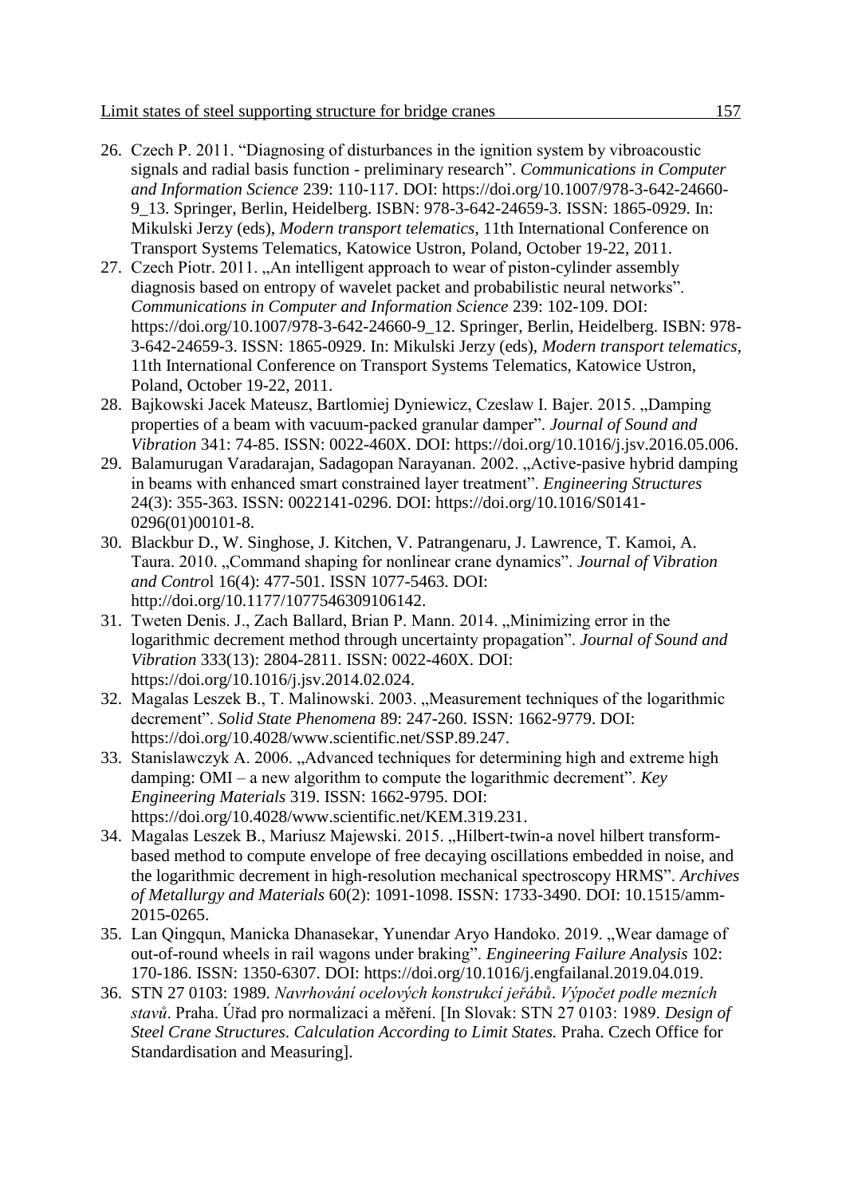26. Czech P. 2011. "Diagnosing of disturbances in the ignition system by vibroacoustic signals and radial basis function - preliminary research". *Communications in Computer and Information Science* 239: 110-117. DOI: https://doi.org/10.1007/978-3-642-24660-9_13. Springer, Berlin, Heidelberg. ISBN: 978-3-642-24659-3. ISSN: 1865-0929. In: Mikulski Jerzy (eds), *Modern transport telematics*, 11th International Conference on Transport Systems Telematics, Katowice Ustron, Poland, October 19-22, 2011.
27. Czech Piotr. 2011. „An intelligent approach to wear of piston-cylinder assembly diagnosis based on entropy of wavelet packet and probabilistic neural networks". *Communications in Computer and Information Science* 239: 102-109. DOI: https://doi.org/10.1007/978-3-642-24660-9_12. Springer, Berlin, Heidelberg. ISBN: 978-3-642-24659-3. ISSN: 1865-0929. In: Mikulski Jerzy (eds), *Modern transport telematics*, 11th International Conference on Transport Systems Telematics, Katowice Ustron, Poland, October 19-22, 2011.
28. Bajkowski Jacek Mateusz, Bartlomiej Dyniewicz, Czeslaw I. Bajer. 2015. „Damping properties of a beam with vacuum-packed granular damper". *Journal of Sound and Vibration* 341: 74-85. ISSN: 0022-460X. DOI: https://doi.org/10.1016/j.jsv.2016.05.006.
29. Balamurugan Varadarajan, Sadagopan Narayanan. 2002. „Active-pasive hybrid damping in beams with enhanced smart constrained layer treatment". *Engineering Structures* 24(3): 355-363. ISSN: 0022141-0296. DOI: https://doi.org/10.1016/S0141-0296(01)00101-8.
30. Blackbur D., W. Singhose, J. Kitchen, V. Patrangenaru, J. Lawrence, T. Kamoi, A. Taura. 2010. „Command shaping for nonlinear crane dynamics". *Journal of Vibration and Control* 16(4): 477-501. ISSN 1077-5463. DOI: http://doi.org/10.1177/1077546309106142.
31. Tweten Denis. J., Zach Ballard, Brian P. Mann. 2014. „Minimizing error in the logarithmic decrement method through uncertainty propagation". *Journal of Sound and Vibration* 333(13): 2804-2811. ISSN: 0022-460X. DOI: https://doi.org/10.1016/j.jsv.2014.02.024.
32. Magalas Leszek B., T. Malinowski. 2003. „Measurement techniques of the logarithmic decrement". *Solid State Phenomena* 89: 247-260. ISSN: 1662-9779. DOI: https://doi.org/10.4028/www.scientific.net/SSP.89.247.
33. Stanislawczyk A. 2006. „Advanced techniques for determining high and extreme high damping: OMI – a new algorithm to compute the logarithmic decrement". *Key Engineering Materials* 319. ISSN: 1662-9795. DOI: https://doi.org/10.4028/www.scientific.net/KEM.319.231.
34. Magalas Leszek B., Mariusz Majewski. 2015. „Hilbert-twin-a novel hilbert transform-based method to compute envelope of free decaying oscillations embedded in noise, and the logarithmic decrement in high-resolution mechanical spectroscopy HRMS". *Archives of Metallurgy and Materials* 60(2): 1091-1098. ISSN: 1733-3490. DOI: 10.1515/amm-2015-0265.
35. Lan Qingqun, Manicka Dhanasekar, Yunendar Aryo Handoko. 2019. „Wear damage of out-of-round wheels in rail wagons under braking". *Engineering Failure Analysis* 102: 170-186. ISSN: 1350-6307. DOI: https://doi.org/10.1016/j.engfailanal.2019.04.019.
36. STN 27 0103: 1989. *Navrhování ocelových konstrukcí jeřábů*. *Výpočet podle mezních stavů*. Praha. Úřad pro normalizaci a měření. [In Slovak: STN 27 0103: 1989. *Design of Steel Crane Structures. Calculation According to Limit States.* Praha. Czech Office for Standardisation and Measuring].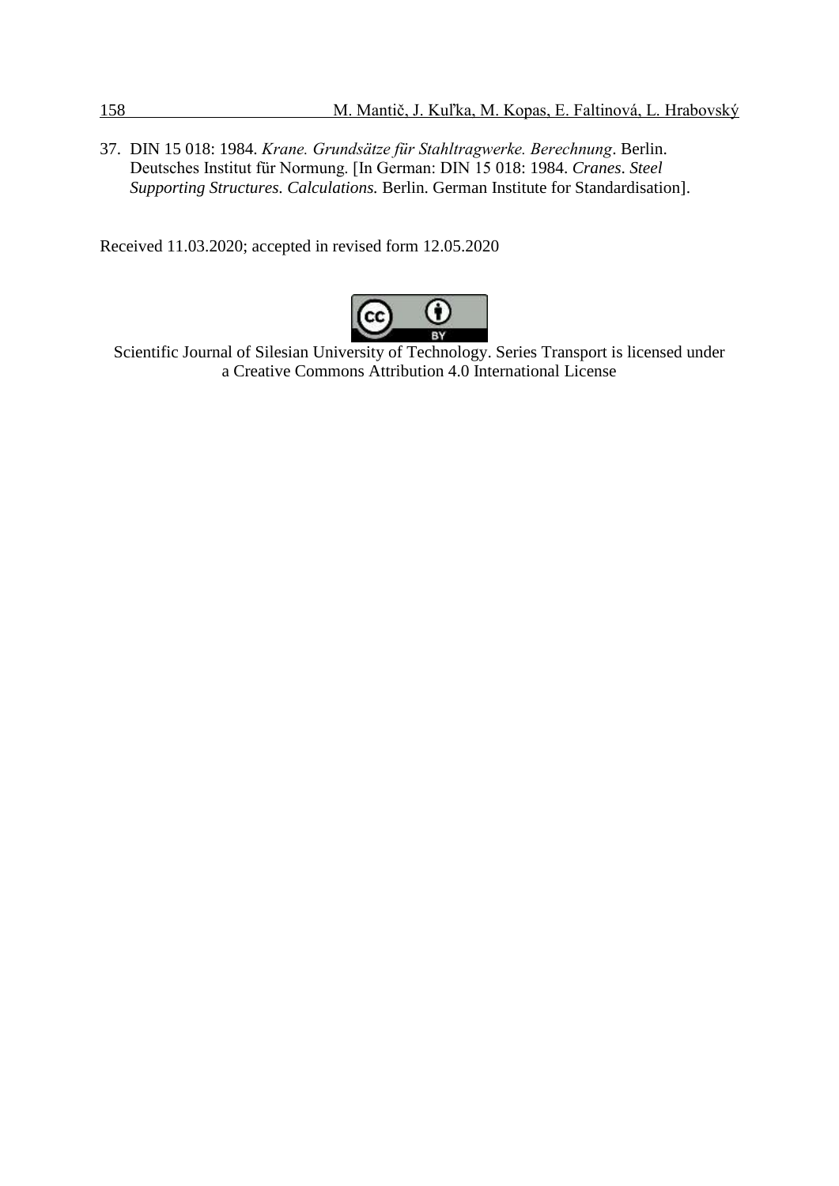37. DIN 15 018: 1984. *Krane. Grundsätze für Stahltragwerke. Berechnung*. Berlin. Deutsches Institut für Normung. [In German: DIN 15 018: 1984. *Cranes. Steel Supporting Structures. Calculations.* Berlin. German Institute for Standardisation].

Received 11.03.2020; accepted in revised form 12.05.2020

Scientific Journal of Silesian University of Technology. Series Transport is licensed under a Creative Commons Attribution 4.0 International License